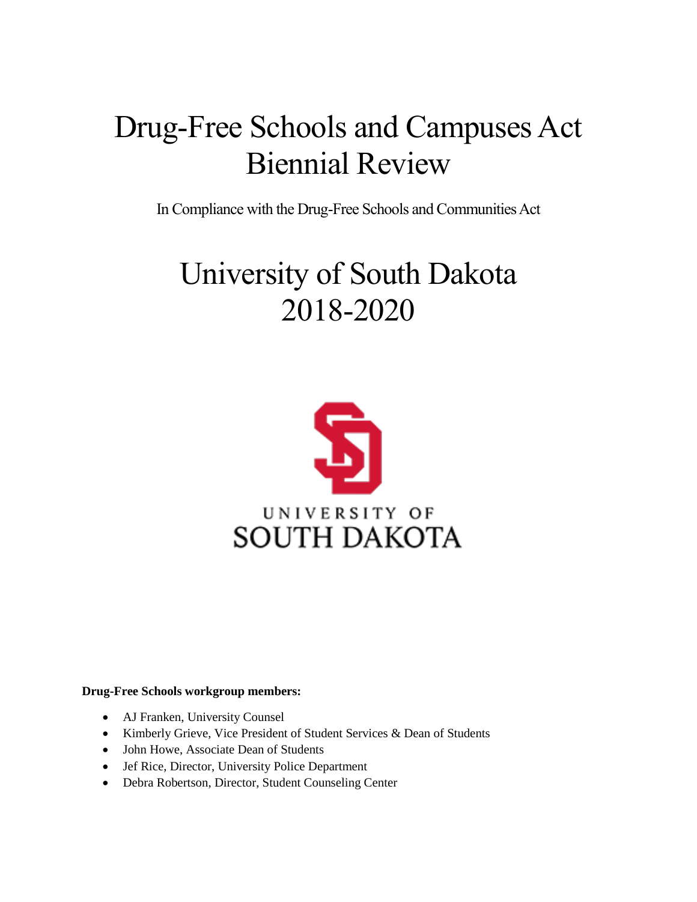# Drug-Free Schools and Campuses Act Biennial Review

In Compliance with the Drug-Free Schools and Communities Act

# University of South Dakota 2018-2020

UNIVERSITY OF SOUTH DAKOTA

**Drug-Free Schools workgroup members:**

- AJ Franken, University Counsel
- Kimberly Grieve, Vice President of Student Services & Dean of Students
- John Howe, Associate Dean of Students
- Jef Rice, Director, University Police Department
- Debra Robertson, Director, Student Counseling Center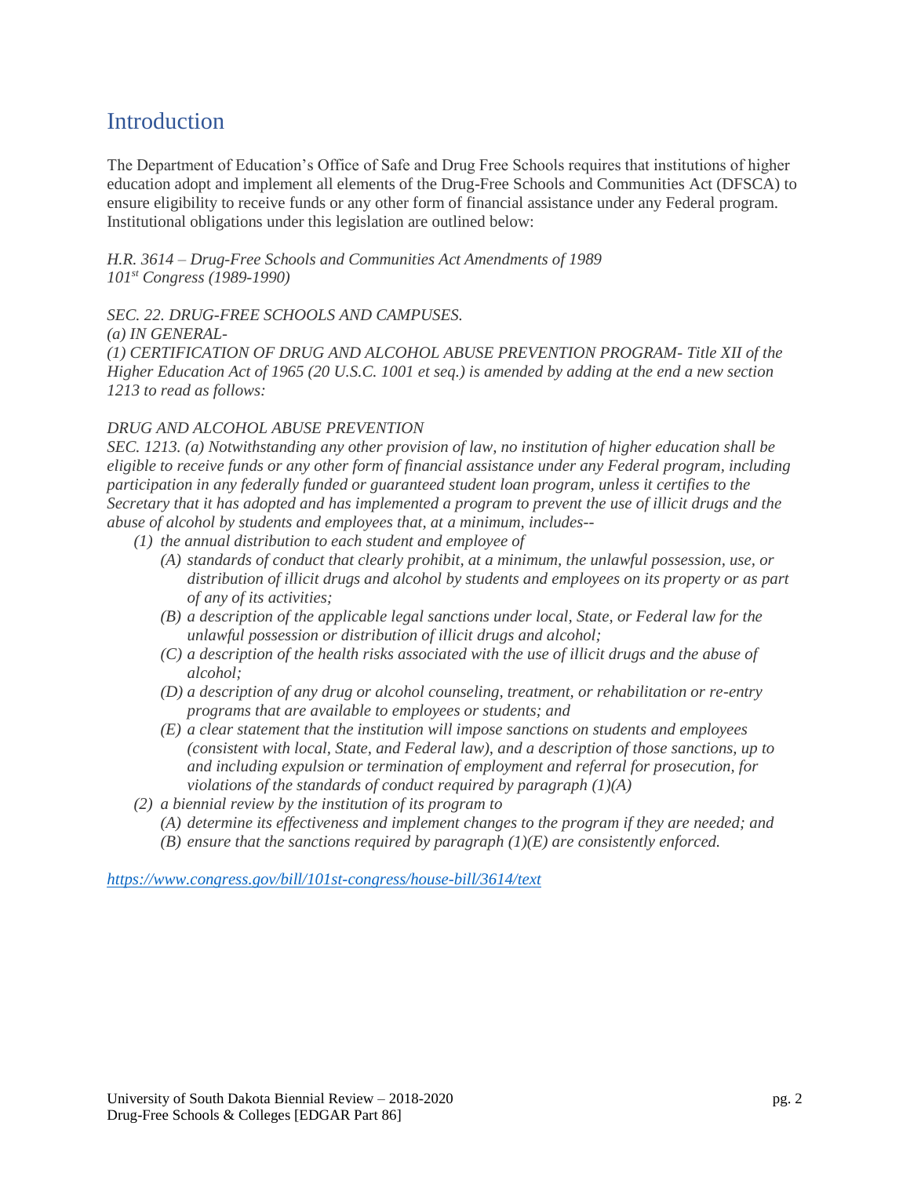# Introduction

The Department of Education's Office of Safe and Drug Free Schools requires that institutions of higher education adopt and implement all elements of the Drug-Free Schools and Communities Act (DFSCA) to ensure eligibility to receive funds or any other form of financial assistance under any Federal program. Institutional obligations under this legislation are outlined below:

*H.R. 3614 – Drug-Free Schools and Communities Act Amendments of 1989*
*101st Congress (1989-1990)*

*SEC. 22. DRUG-FREE SCHOOLS AND CAMPUSES.*
*(a) IN GENERAL-*
*(1) CERTIFICATION OF DRUG AND ALCOHOL ABUSE PREVENTION PROGRAM- Title XII of the Higher Education Act of 1965 (20 U.S.C. 1001 et seq.) is amended by adding at the end a new section 1213 to read as follows:*

*DRUG AND ALCOHOL ABUSE PREVENTION*
*SEC. 1213. (a) Notwithstanding any other provision of law, no institution of higher education shall be eligible to receive funds or any other form of financial assistance under any Federal program, including participation in any federally funded or guaranteed student loan program, unless it certifies to the Secretary that it has adopted and has implemented a program to prevent the use of illicit drugs and the abuse of alcohol by students and employees that, at a minimum, includes--*

- *(1) the annual distribution to each student and employee of*
  - *(A) standards of conduct that clearly prohibit, at a minimum, the unlawful possession, use, or distribution of illicit drugs and alcohol by students and employees on its property or as part of any of its activities;*
  - *(B) a description of the applicable legal sanctions under local, State, or Federal law for the unlawful possession or distribution of illicit drugs and alcohol;*
  - *(C) a description of the health risks associated with the use of illicit drugs and the abuse of alcohol;*
  - *(D) a description of any drug or alcohol counseling, treatment, or rehabilitation or re-entry programs that are available to employees or students; and*
  - *(E) a clear statement that the institution will impose sanctions on students and employees (consistent with local, State, and Federal law), and a description of those sanctions, up to and including expulsion or termination of employment and referral for prosecution, for violations of the standards of conduct required by paragraph (1)(A)*
- *(2) a biennial review by the institution of its program to*
  - *(A) determine its effectiveness and implement changes to the program if they are needed; and*
  - *(B) ensure that the sanctions required by paragraph (1)(E) are consistently enforced.*

*https://www.congress.gov/bill/101st-congress/house-bill/3614/text*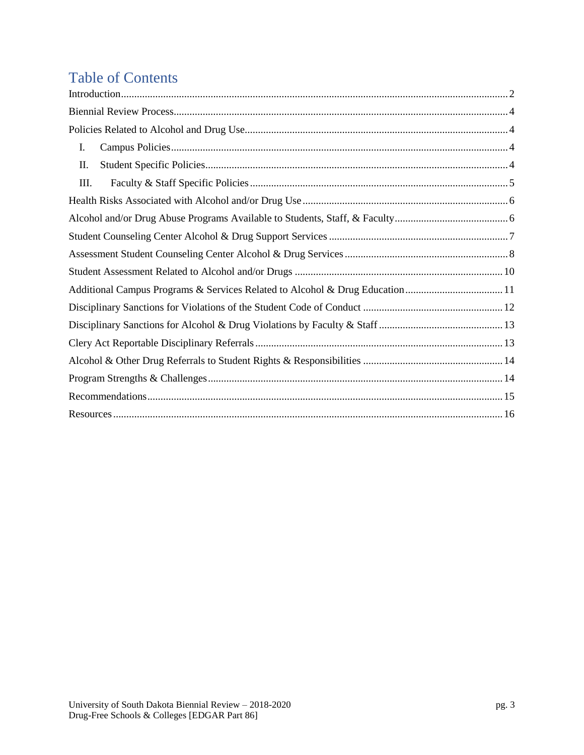# Table of Contents

Introduction........................................................................................................................................2

Biennial Review Process.....................................................................................................................4

Policies Related to Alcohol and Drug Use..........................................................................................4

I. Campus Policies............................................................................................................................4

II. Student Specific Policies...............................................................................................................4

III. Faculty & Staff Specific Policies..................................................................................................5

Health Risks Associated with Alcohol and/or Drug Use.....................................................................6

Alcohol and/or Drug Abuse Programs Available to Students, Staff, & Faculty...................................6

Student Counseling Center Alcohol & Drug Support Services...........................................................7

Assessment Student Counseling Center Alcohol & Drug Services.....................................................8

Student Assessment Related to Alcohol and/or Drugs......................................................................10

Additional Campus Programs & Services Related to Alcohol & Drug Education.............................11

Disciplinary Sanctions for Violations of the Student Code of Conduct.............................................12

Disciplinary Sanctions for Alcohol & Drug Violations by Faculty & Staff.........................................13

Clery Act Reportable Disciplinary Referrals.....................................................................................13

Alcohol & Other Drug Referrals to Student Rights & Responsibilities.............................................14

Program Strengths & Challenges.......................................................................................................14

Recommendations.............................................................................................................................15

Resources..........................................................................................................................................16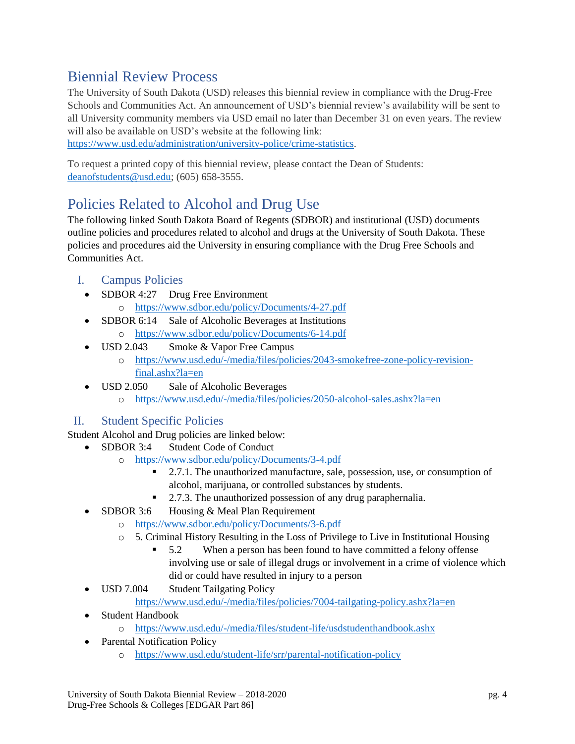## Biennial Review Process

The University of South Dakota (USD) releases this biennial review in compliance with the Drug-Free Schools and Communities Act. An announcement of USD's biennial review's availability will be sent to all University community members via USD email no later than December 31 on even years. The review will also be available on USD's website at the following link: https://www.usd.edu/administration/university-police/crime-statistics.

To request a printed copy of this biennial review, please contact the Dean of Students: deanofstudents@usd.edu; (605) 658-3555.

## Policies Related to Alcohol and Drug Use

The following linked South Dakota Board of Regents (SDBOR) and institutional (USD) documents outline policies and procedures related to alcohol and drugs at the University of South Dakota. These policies and procedures aid the University in ensuring compliance with the Drug Free Schools and Communities Act.

### I. Campus Policies

- SDBOR 4:27 Drug Free Environment
  - https://www.sdbor.edu/policy/Documents/4-27.pdf
- SDBOR 6:14 Sale of Alcoholic Beverages at Institutions
  - https://www.sdbor.edu/policy/Documents/6-14.pdf
- USD 2.043 Smoke & Vapor Free Campus
  - https://www.usd.edu/-/media/files/policies/2043-smokefree-zone-policy-revision-final.ashx?la=en
- USD 2.050 Sale of Alcoholic Beverages
  - https://www.usd.edu/-/media/files/policies/2050-alcohol-sales.ashx?la=en

### II. Student Specific Policies

Student Alcohol and Drug policies are linked below:

- SDBOR 3:4 Student Code of Conduct
  - https://www.sdbor.edu/policy/Documents/3-4.pdf
    - 2.7.1. The unauthorized manufacture, sale, possession, use, or consumption of alcohol, marijuana, or controlled substances by students.
    - 2.7.3. The unauthorized possession of any drug paraphernalia.
- SDBOR 3:6 Housing & Meal Plan Requirement
  - https://www.sdbor.edu/policy/Documents/3-6.pdf
  - 5. Criminal History Resulting in the Loss of Privilege to Live in Institutional Housing
    - 5.2 When a person has been found to have committed a felony offense involving use or sale of illegal drugs or involvement in a crime of violence which did or could have resulted in injury to a person
- USD 7.004 Student Tailgating Policy
  https://www.usd.edu/-/media/files/policies/7004-tailgating-policy.ashx?la=en
- Student Handbook
  - https://www.usd.edu/-/media/files/student-life/usdstudenthandbook.ashx
- Parental Notification Policy
  - https://www.usd.edu/student-life/srr/parental-notification-policy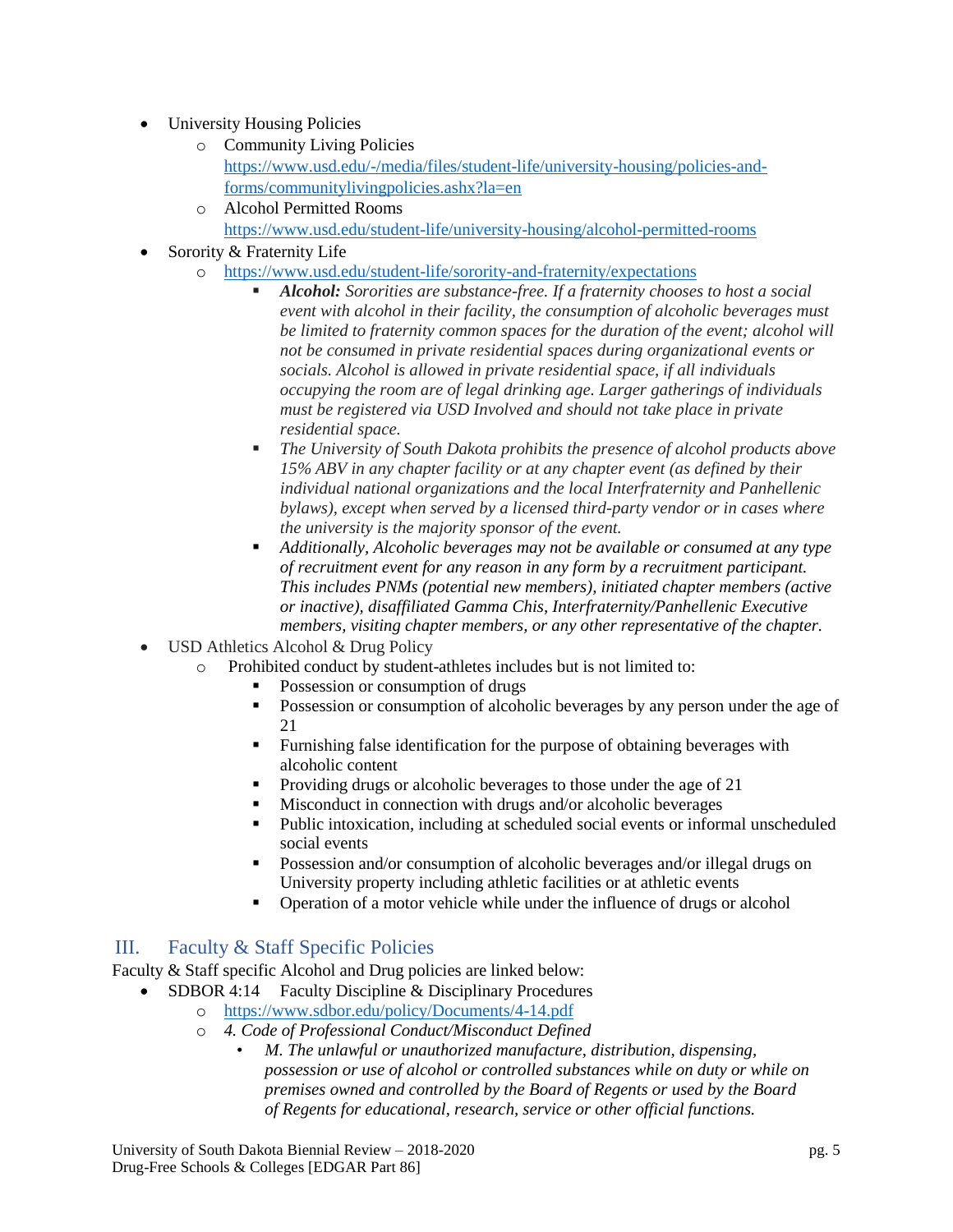- University Housing Policies
  - Community Living Policies
    https://www.usd.edu/-/media/files/student-life/university-housing/policies-and-forms/communitylivingpolicies.ashx?la=en
  - Alcohol Permitted Rooms
    https://www.usd.edu/student-life/university-housing/alcohol-permitted-rooms
- Sorority & Fraternity Life
  - https://www.usd.edu/student-life/sorority-and-fraternity/expectations
    - ***Alcohol:*** *Sororities are substance-free. If a fraternity chooses to host a social event with alcohol in their facility, the consumption of alcoholic beverages must be limited to fraternity common spaces for the duration of the event; alcohol will not be consumed in private residential spaces during organizational events or socials. Alcohol is allowed in private residential space, if all individuals occupying the room are of legal drinking age. Larger gatherings of individuals must be registered via USD Involved and should not take place in private residential space.*
    - *The University of South Dakota prohibits the presence of alcohol products above 15% ABV in any chapter facility or at any chapter event (as defined by their individual national organizations and the local Interfraternity and Panhellenic bylaws), except when served by a licensed third-party vendor or in cases where the university is the majority sponsor of the event.*
    - *Additionally, Alcoholic beverages may not be available or consumed at any type of recruitment event for any reason in any form by a recruitment participant. This includes PNMs (potential new members), initiated chapter members (active or inactive), disaffiliated Gamma Chis, Interfraternity/Panhellenic Executive members, visiting chapter members, or any other representative of the chapter.*
- USD Athletics Alcohol & Drug Policy
  - Prohibited conduct by student-athletes includes but is not limited to:
    - Possession or consumption of drugs
    - Possession or consumption of alcoholic beverages by any person under the age of 21
    - Furnishing false identification for the purpose of obtaining beverages with alcoholic content
    - Providing drugs or alcoholic beverages to those under the age of 21
    - Misconduct in connection with drugs and/or alcoholic beverages
    - Public intoxication, including at scheduled social events or informal unscheduled social events
    - Possession and/or consumption of alcoholic beverages and/or illegal drugs on University property including athletic facilities or at athletic events
    - Operation of a motor vehicle while under the influence of drugs or alcohol

## III. Faculty & Staff Specific Policies

Faculty & Staff specific Alcohol and Drug policies are linked below:

- SDBOR 4:14 Faculty Discipline & Disciplinary Procedures
  - https://www.sdbor.edu/policy/Documents/4-14.pdf
  - *4. Code of Professional Conduct/Misconduct Defined*
    - *M. The unlawful or unauthorized manufacture, distribution, dispensing, possession or use of alcohol or controlled substances while on duty or while on premises owned and controlled by the Board of Regents or used by the Board of Regents for educational, research, service or other official functions.*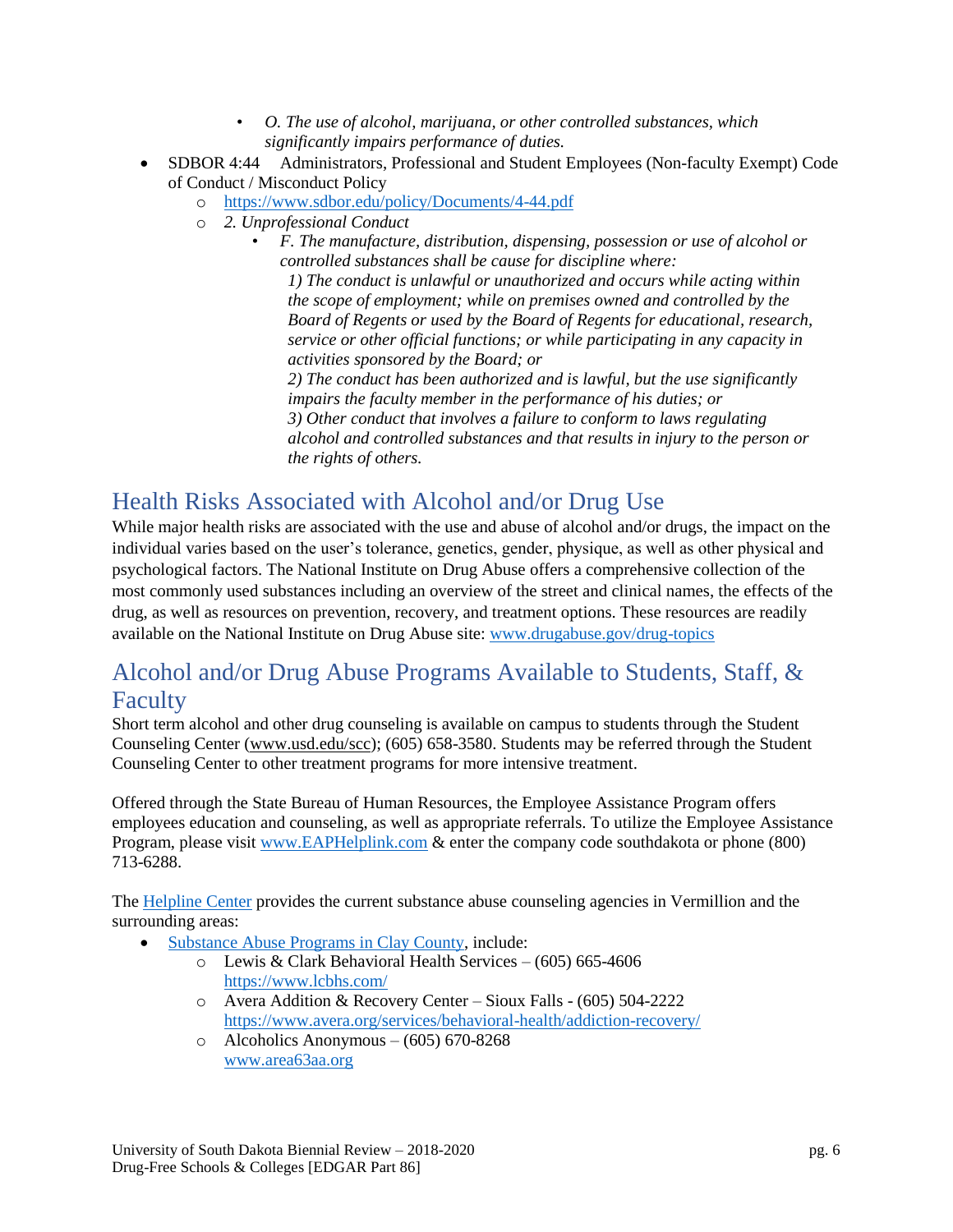- *O. The use of alcohol, marijuana, or other controlled substances, which significantly impairs performance of duties.*
- SDBOR 4:44 Administrators, Professional and Student Employees (Non-faculty Exempt) Code of Conduct / Misconduct Policy
    - [https://www.sdbor.edu/policy/Documents/4-44.pdf](https://www.sdbor.edu/policy/Documents/4-44.pdf)
    - *2. Unprofessional Conduct*
        - *F. The manufacture, distribution, dispensing, possession or use of alcohol or controlled substances shall be cause for discipline where:*
          *1) The conduct is unlawful or unauthorized and occurs while acting within the scope of employment; while on premises owned and controlled by the Board of Regents or used by the Board of Regents for educational, research, service or other official functions; or while participating in any capacity in activities sponsored by the Board; or*
          *2) The conduct has been authorized and is lawful, but the use significantly impairs the faculty member in the performance of his duties; or*
          *3) Other conduct that involves a failure to conform to laws regulating alcohol and controlled substances and that results in injury to the person or the rights of others.*

## Health Risks Associated with Alcohol and/or Drug Use

While major health risks are associated with the use and abuse of alcohol and/or drugs, the impact on the individual varies based on the user's tolerance, genetics, gender, physique, as well as other physical and psychological factors. The National Institute on Drug Abuse offers a comprehensive collection of the most commonly used substances including an overview of the street and clinical names, the effects of the drug, as well as resources on prevention, recovery, and treatment options. These resources are readily available on the National Institute on Drug Abuse site: [www.drugabuse.gov/drug-topics](www.drugabuse.gov/drug-topics)

## Alcohol and/or Drug Abuse Programs Available to Students, Staff, & Faculty

Short term alcohol and other drug counseling is available on campus to students through the Student Counseling Center (www.usd.edu/scc); (605) 658-3580. Students may be referred through the Student Counseling Center to other treatment programs for more intensive treatment.

Offered through the State Bureau of Human Resources, the Employee Assistance Program offers employees education and counseling, as well as appropriate referrals. To utilize the Employee Assistance Program, please visit [www.EAPHelplink.com](www.EAPHelplink.com) & enter the company code southdakota or phone (800) 713-6288.

The Helpline Center provides the current substance abuse counseling agencies in Vermillion and the surrounding areas:

- Substance Abuse Programs in Clay County, include:
    - Lewis & Clark Behavioral Health Services – (605) 665-4606
      [https://www.lcbhs.com/](https://www.lcbhs.com/)
    - Avera Addition & Recovery Center – Sioux Falls - (605) 504-2222
      [https://www.avera.org/services/behavioral-health/addiction-recovery/](https://www.avera.org/services/behavioral-health/addiction-recovery/)
    - Alcoholics Anonymous – (605) 670-8268
      [www.area63aa.org](www.area63aa.org)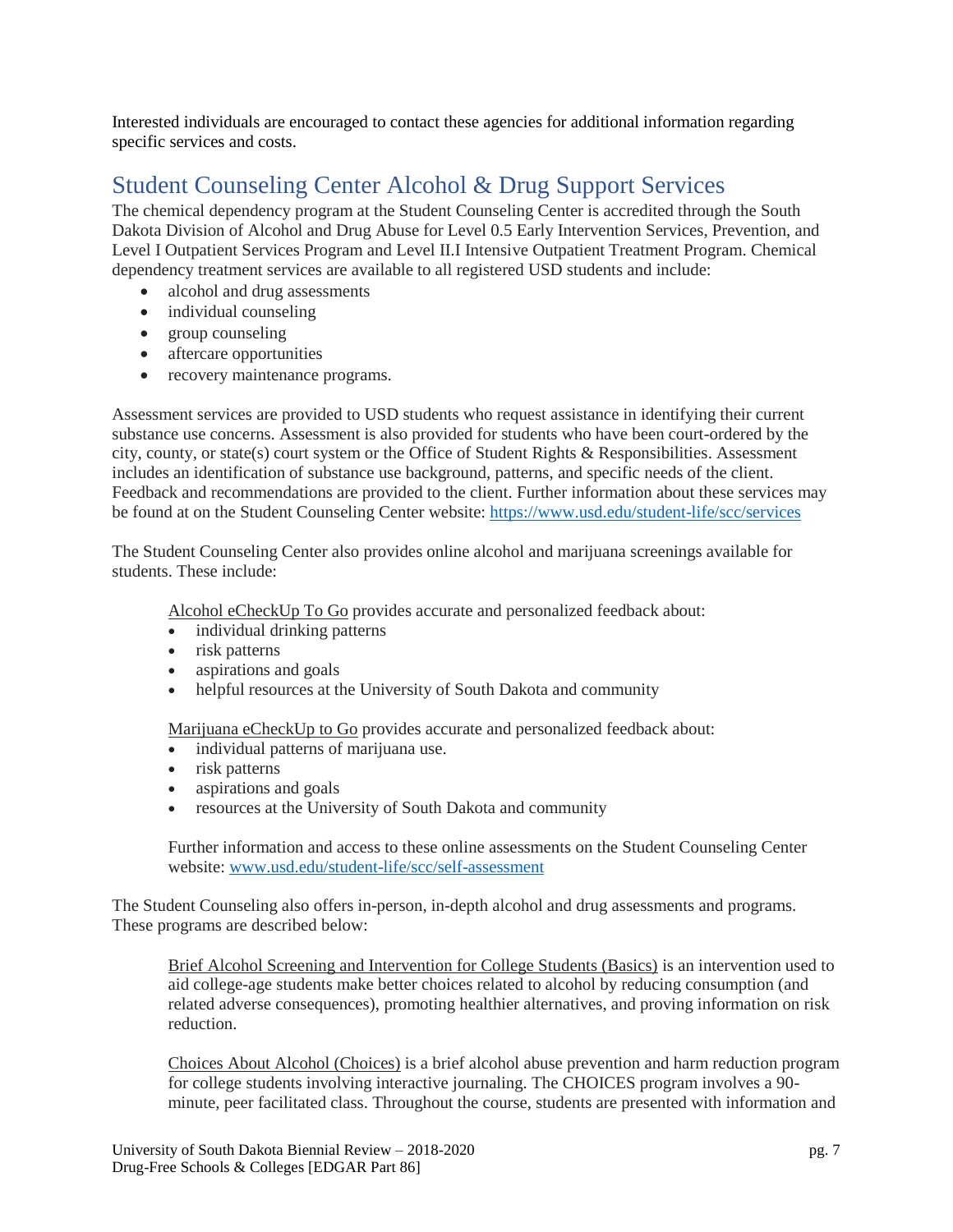Interested individuals are encouraged to contact these agencies for additional information regarding specific services and costs.

## Student Counseling Center Alcohol & Drug Support Services

The chemical dependency program at the Student Counseling Center is accredited through the South Dakota Division of Alcohol and Drug Abuse for Level 0.5 Early Intervention Services, Prevention, and Level I Outpatient Services Program and Level II.I Intensive Outpatient Treatment Program. Chemical dependency treatment services are available to all registered USD students and include:

- alcohol and drug assessments
- individual counseling
- group counseling
- aftercare opportunities
- recovery maintenance programs.

Assessment services are provided to USD students who request assistance in identifying their current substance use concerns. Assessment is also provided for students who have been court-ordered by the city, county, or state(s) court system or the Office of Student Rights & Responsibilities. Assessment includes an identification of substance use background, patterns, and specific needs of the client. Feedback and recommendations are provided to the client. Further information about these services may be found at on the Student Counseling Center website: https://www.usd.edu/student-life/scc/services

The Student Counseling Center also provides online alcohol and marijuana screenings available for students. These include:

Alcohol eCheckUp To Go provides accurate and personalized feedback about:

- individual drinking patterns
- risk patterns
- aspirations and goals
- helpful resources at the University of South Dakota and community

Marijuana eCheckUp to Go provides accurate and personalized feedback about:

- individual patterns of marijuana use.
- risk patterns
- aspirations and goals
- resources at the University of South Dakota and community

Further information and access to these online assessments on the Student Counseling Center website: www.usd.edu/student-life/scc/self-assessment

The Student Counseling also offers in-person, in-depth alcohol and drug assessments and programs. These programs are described below:

Brief Alcohol Screening and Intervention for College Students (Basics) is an intervention used to aid college-age students make better choices related to alcohol by reducing consumption (and related adverse consequences), promoting healthier alternatives, and proving information on risk reduction.

Choices About Alcohol (Choices) is a brief alcohol abuse prevention and harm reduction program for college students involving interactive journaling. The CHOICES program involves a 90-minute, peer facilitated class. Throughout the course, students are presented with information and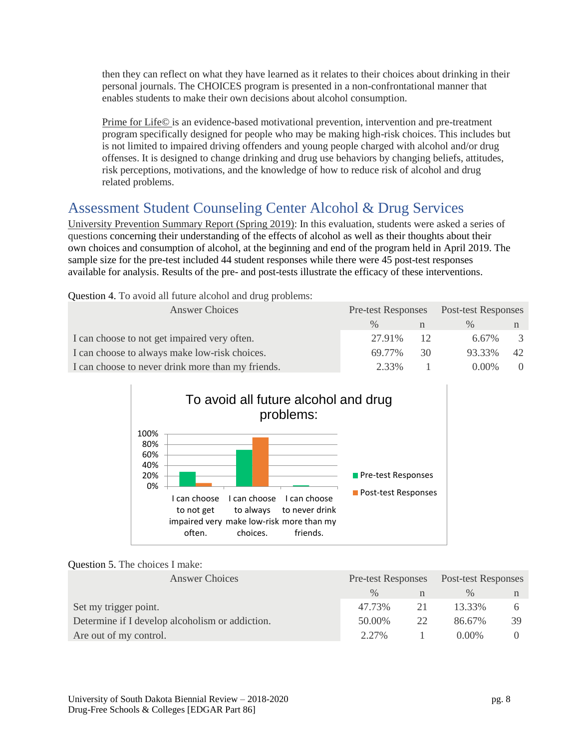then they can reflect on what they have learned as it relates to their choices about drinking in their personal journals. The CHOICES program is presented in a non-confrontational manner that enables students to make their own decisions about alcohol consumption.

Prime for Life© is an evidence-based motivational prevention, intervention and pre-treatment program specifically designed for people who may be making high-risk choices. This includes but is not limited to impaired driving offenders and young people charged with alcohol and/or drug offenses. It is designed to change drinking and drug use behaviors by changing beliefs, attitudes, risk perceptions, motivations, and the knowledge of how to reduce risk of alcohol and drug related problems.

## Assessment Student Counseling Center Alcohol & Drug Services

University Prevention Summary Report (Spring 2019): In this evaluation, students were asked a series of questions concerning their understanding of the effects of alcohol as well as their thoughts about their own choices and consumption of alcohol, at the beginning and end of the program held in April 2019. The sample size for the pre-test included 44 student responses while there were 45 post-test responses available for analysis. Results of the pre- and post-tests illustrate the efficacy of these interventions.

Question 4. To avoid all future alcohol and drug problems:

| Answer Choices | Pre-test Responses | | Post-test Responses | |
|---|---|---|---|---|
| | % | n | % | n |
| I can choose to not get impaired very often. | 27.91% | 12 | 6.67% | 3 |
| I can choose to always make low-risk choices. | 69.77% | 30 | 93.33% | 42 |
| I can choose to never drink more than my friends. | 2.33% | 1 | 0.00% | 0 |

Question 5. The choices I make:

| Answer Choices | Pre-test Responses | | Post-test Responses | |
|---|---|---|---|---|
| | % | n | % | n |
| Set my trigger point. | 47.73% | 21 | 13.33% | 6 |
| Determine if I develop alcoholism or addiction. | 50.00% | 22 | 86.67% | 39 |
| Are out of my control. | 2.27% | 1 | 0.00% | 0 |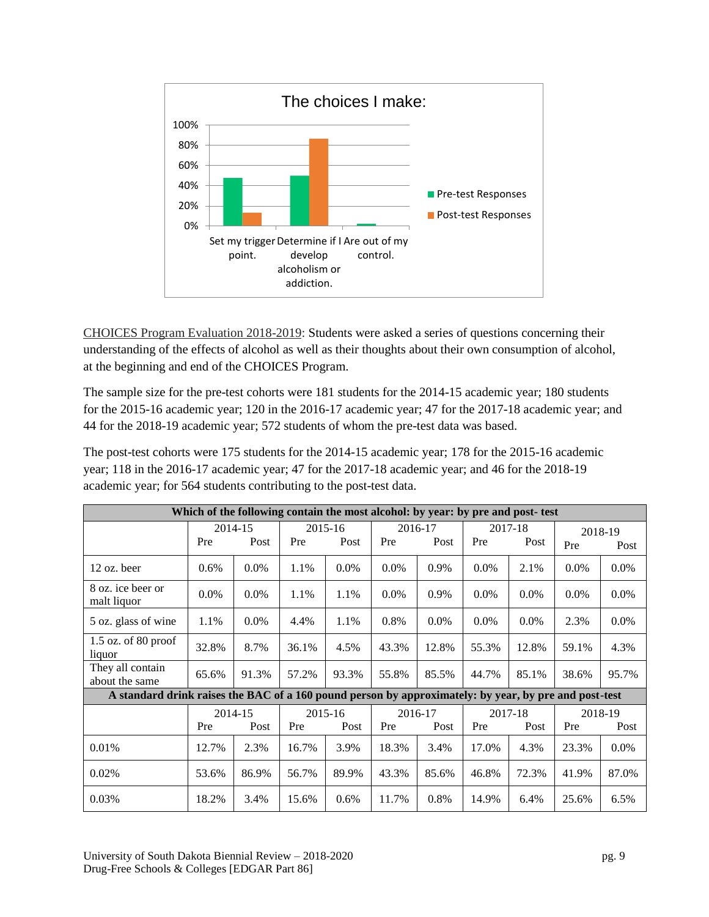The choices I make:

| | Pre-test Responses | Post-test Responses |
|---|---|---|
| Set my trigger point. | | |
| Determine if I develop alcoholism or addiction. | | |
| Are out of my control. | | |

CHOICES Program Evaluation 2018-2019: Students were asked a series of questions concerning their understanding of the effects of alcohol as well as their thoughts about their own consumption of alcohol, at the beginning and end of the CHOICES Program.

The sample size for the pre-test cohorts were 181 students for the 2014-15 academic year; 180 students for the 2015-16 academic year; 120 in the 2016-17 academic year; 47 for the 2017-18 academic year; and 44 for the 2018-19 academic year; 572 students of whom the pre-test data was based.

The post-test cohorts were 175 students for the 2014-15 academic year; 178 for the 2015-16 academic year; 118 in the 2016-17 academic year; 47 for the 2017-18 academic year; and 46 for the 2018-19 academic year; for 564 students contributing to the post-test data.

| **Which of the following contain the most alcohol: by year: by pre and post- test** | | | | | | | | | | |
|---|---|---|---|---|---|---|---|---|---|---|
| | 2014-15 | | 2015-16 | | 2016-17 | | 2017-18 | | 2018-19 | |
| | Pre | Post | Pre | Post | Pre | Post | Pre | Post | Pre | Post |
| 12 oz. beer | 0.6% | 0.0% | 1.1% | 0.0% | 0.0% | 0.9% | 0.0% | 2.1% | 0.0% | 0.0% |
| 8 oz. ice beer or malt liquor | 0.0% | 0.0% | 1.1% | 1.1% | 0.0% | 0.9% | 0.0% | 0.0% | 0.0% | 0.0% |
| 5 oz. glass of wine | 1.1% | 0.0% | 4.4% | 1.1% | 0.8% | 0.0% | 0.0% | 0.0% | 2.3% | 0.0% |
| 1.5 oz. of 80 proof liquor | 32.8% | 8.7% | 36.1% | 4.5% | 43.3% | 12.8% | 55.3% | 12.8% | 59.1% | 4.3% |
| They all contain about the same | 65.6% | 91.3% | 57.2% | 93.3% | 55.8% | 85.5% | 44.7% | 85.1% | 38.6% | 95.7% |
| **A standard drink raises the BAC of a 160 pound person by approximately: by year, by pre and post-test** | | | | | | | | | | |
| | 2014-15 | | 2015-16 | | 2016-17 | | 2017-18 | | 2018-19 | |
| | Pre | Post | Pre | Post | Pre | Post | Pre | Post | Pre | Post |
| 0.01% | 12.7% | 2.3% | 16.7% | 3.9% | 18.3% | 3.4% | 17.0% | 4.3% | 23.3% | 0.0% |
| 0.02% | 53.6% | 86.9% | 56.7% | 89.9% | 43.3% | 85.6% | 46.8% | 72.3% | 41.9% | 87.0% |
| 0.03% | 18.2% | 3.4% | 15.6% | 0.6% | 11.7% | 0.8% | 14.9% | 6.4% | 25.6% | 6.5% |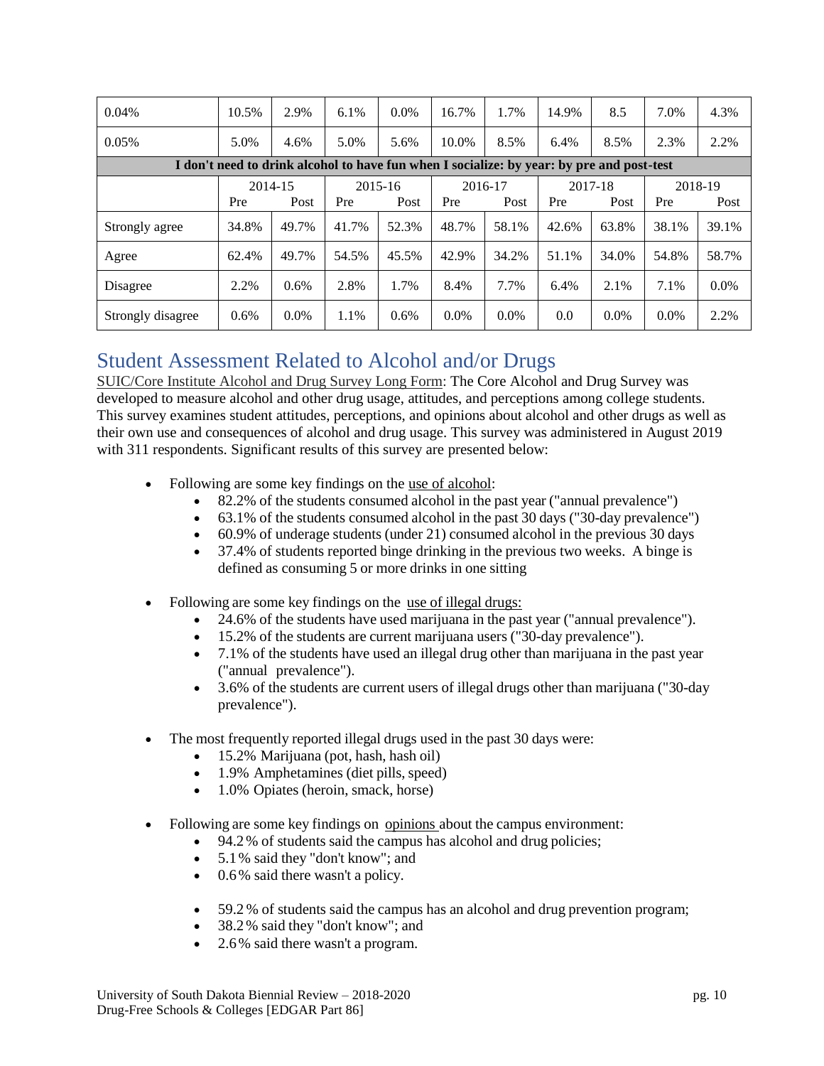| 0.04% | 10.5% | 2.9% | 6.1% | 0.0% | 16.7% | 1.7% | 14.9% | 8.5 | 7.0% | 4.3% |
|---|---|---|---|---|---|---|---|---|---|---|
| 0.05% | 5.0% | 4.6% | 5.0% | 5.6% | 10.0% | 8.5% | 6.4% | 8.5% | 2.3% | 2.2% |
| **I don't need to drink alcohol to have fun when I socialize: by year: by pre and post-test** | | | | | | | | | | |
| | 2014-15 | | 2015-16 | | 2016-17 | | 2017-18 | | 2018-19 | |
| | Pre | Post | Pre | Post | Pre | Post | Pre | Post | Pre | Post |
| Strongly agree | 34.8% | 49.7% | 41.7% | 52.3% | 48.7% | 58.1% | 42.6% | 63.8% | 38.1% | 39.1% |
| Agree | 62.4% | 49.7% | 54.5% | 45.5% | 42.9% | 34.2% | 51.1% | 34.0% | 54.8% | 58.7% |
| Disagree | 2.2% | 0.6% | 2.8% | 1.7% | 8.4% | 7.7% | 6.4% | 2.1% | 7.1% | 0.0% |
| Strongly disagree | 0.6% | 0.0% | 1.1% | 0.6% | 0.0% | 0.0% | 0.0 | 0.0% | 0.0% | 2.2% |

## Student Assessment Related to Alcohol and/or Drugs

SUIC/Core Institute Alcohol and Drug Survey Long Form: The Core Alcohol and Drug Survey was developed to measure alcohol and other drug usage, attitudes, and perceptions among college students. This survey examines student attitudes, perceptions, and opinions about alcohol and other drugs as well as their own use and consequences of alcohol and drug usage. This survey was administered in August 2019 with 311 respondents. Significant results of this survey are presented below:

- Following are some key findings on the use of alcohol:
  - 82.2% of the students consumed alcohol in the past year ("annual prevalence")
  - 63.1% of the students consumed alcohol in the past 30 days ("30-day prevalence")
  - 60.9% of underage students (under 21) consumed alcohol in the previous 30 days
  - 37.4% of students reported binge drinking in the previous two weeks. A binge is defined as consuming 5 or more drinks in one sitting

- Following are some key findings on the use of illegal drugs:
  - 24.6% of the students have used marijuana in the past year ("annual prevalence").
  - 15.2% of the students are current marijuana users ("30-day prevalence").
  - 7.1% of the students have used an illegal drug other than marijuana in the past year ("annual prevalence").
  - 3.6% of the students are current users of illegal drugs other than marijuana ("30-day prevalence").

- The most frequently reported illegal drugs used in the past 30 days were:
  - 15.2% Marijuana (pot, hash, hash oil)
  - 1.9% Amphetamines (diet pills, speed)
  - 1.0% Opiates (heroin, smack, horse)

- Following are some key findings on opinions about the campus environment:
  - 94.2 % of students said the campus has alcohol and drug policies;
  - 5.1 % said they "don't know"; and
  - 0.6 % said there wasn't a policy.

  - 59.2 % of students said the campus has an alcohol and drug prevention program;
  - 38.2 % said they "don't know"; and
  - 2.6 % said there wasn't a program.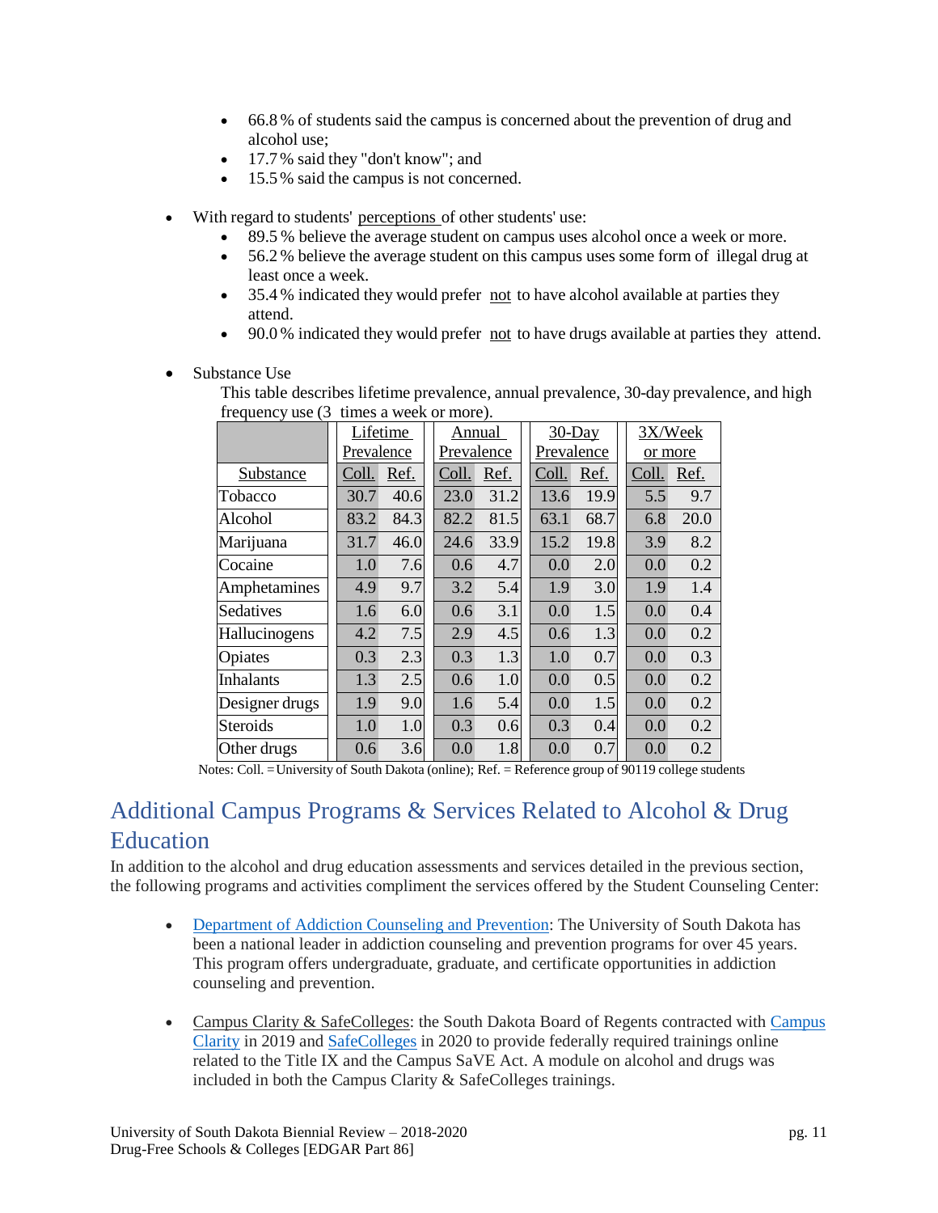- 66.8 % of students said the campus is concerned about the prevention of drug and alcohol use;
- 17.7 % said they "don't know"; and
- 15.5 % said the campus is not concerned.

- With regard to students' perceptions of other students' use:
  - 89.5 % believe the average student on campus uses alcohol once a week or more.
  - 56.2 % believe the average student on this campus uses some form of illegal drug at least once a week.
  - 35.4 % indicated they would prefer not to have alcohol available at parties they attend.
  - 90.0 % indicated they would prefer not to have drugs available at parties they attend.

- Substance Use

  This table describes lifetime prevalence, annual prevalence, 30-day prevalence, and high frequency use (3 times a week or more).

| | Lifetime Prevalence | | Annual Prevalence | | 30-Day Prevalence | | 3X/Week or more | |
|---|---|---|---|---|---|---|---|---|
| Substance | Coll. | Ref. | Coll. | Ref. | Coll. | Ref. | Coll. | Ref. |
| Tobacco | 30.7 | 40.6 | 23.0 | 31.2 | 13.6 | 19.9 | 5.5 | 9.7 |
| Alcohol | 83.2 | 84.3 | 82.2 | 81.5 | 63.1 | 68.7 | 6.8 | 20.0 |
| Marijuana | 31.7 | 46.0 | 24.6 | 33.9 | 15.2 | 19.8 | 3.9 | 8.2 |
| Cocaine | 1.0 | 7.6 | 0.6 | 4.7 | 0.0 | 2.0 | 0.0 | 0.2 |
| Amphetamines | 4.9 | 9.7 | 3.2 | 5.4 | 1.9 | 3.0 | 1.9 | 1.4 |
| Sedatives | 1.6 | 6.0 | 0.6 | 3.1 | 0.0 | 1.5 | 0.0 | 0.4 |
| Hallucinogens | 4.2 | 7.5 | 2.9 | 4.5 | 0.6 | 1.3 | 0.0 | 0.2 |
| Opiates | 0.3 | 2.3 | 0.3 | 1.3 | 1.0 | 0.7 | 0.0 | 0.3 |
| Inhalants | 1.3 | 2.5 | 0.6 | 1.0 | 0.0 | 0.5 | 0.0 | 0.2 |
| Designer drugs | 1.9 | 9.0 | 1.6 | 5.4 | 0.0 | 1.5 | 0.0 | 0.2 |
| Steroids | 1.0 | 1.0 | 0.3 | 0.6 | 0.3 | 0.4 | 0.0 | 0.2 |
| Other drugs | 0.6 | 3.6 | 0.0 | 1.8 | 0.0 | 0.7 | 0.0 | 0.2 |

Notes: Coll. = University of South Dakota (online); Ref. = Reference group of 90119 college students

## Additional Campus Programs & Services Related to Alcohol & Drug Education

In addition to the alcohol and drug education assessments and services detailed in the previous section, the following programs and activities compliment the services offered by the Student Counseling Center:

- Department of Addiction Counseling and Prevention: The University of South Dakota has been a national leader in addiction counseling and prevention programs for over 45 years. This program offers undergraduate, graduate, and certificate opportunities in addiction counseling and prevention.

- Campus Clarity & SafeColleges: the South Dakota Board of Regents contracted with Campus Clarity in 2019 and SafeColleges in 2020 to provide federally required trainings online related to the Title IX and the Campus SaVE Act. A module on alcohol and drugs was included in both the Campus Clarity & SafeColleges trainings.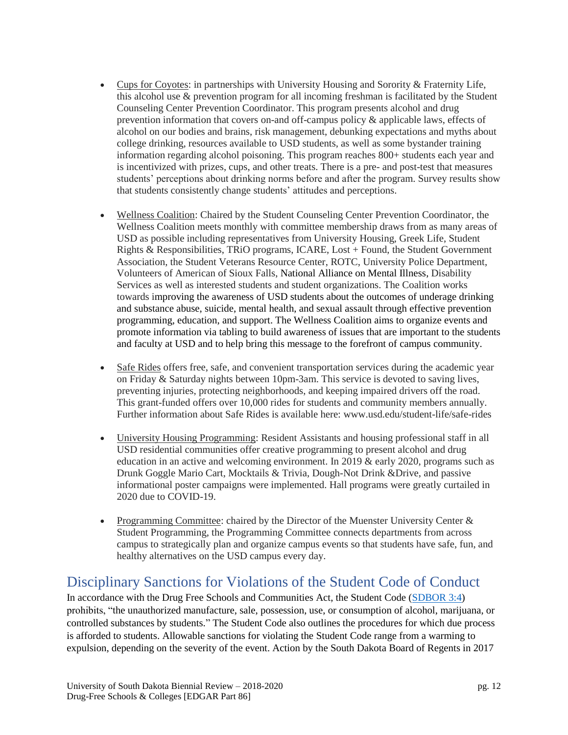- Cups for Coyotes: in partnerships with University Housing and Sorority & Fraternity Life, this alcohol use & prevention program for all incoming freshman is facilitated by the Student Counseling Center Prevention Coordinator. This program presents alcohol and drug prevention information that covers on-and off-campus policy & applicable laws, effects of alcohol on our bodies and brains, risk management, debunking expectations and myths about college drinking, resources available to USD students, as well as some bystander training information regarding alcohol poisoning. This program reaches 800+ students each year and is incentivized with prizes, cups, and other treats. There is a pre- and post-test that measures students' perceptions about drinking norms before and after the program. Survey results show that students consistently change students' attitudes and perceptions.

- Wellness Coalition: Chaired by the Student Counseling Center Prevention Coordinator, the Wellness Coalition meets monthly with committee membership draws from as many areas of USD as possible including representatives from University Housing, Greek Life, Student Rights & Responsibilities, TRiO programs, ICARE, Lost + Found, the Student Government Association, the Student Veterans Resource Center, ROTC, University Police Department, Volunteers of American of Sioux Falls, National Alliance on Mental Illness, Disability Services as well as interested students and student organizations. The Coalition works towards improving the awareness of USD students about the outcomes of underage drinking and substance abuse, suicide, mental health, and sexual assault through effective prevention programming, education, and support. The Wellness Coalition aims to organize events and promote information via tabling to build awareness of issues that are important to the students and faculty at USD and to help bring this message to the forefront of campus community.

- Safe Rides offers free, safe, and convenient transportation services during the academic year on Friday & Saturday nights between 10pm-3am. This service is devoted to saving lives, preventing injuries, protecting neighborhoods, and keeping impaired drivers off the road. This grant-funded offers over 10,000 rides for students and community members annually. Further information about Safe Rides is available here: www.usd.edu/student-life/safe-rides

- University Housing Programming: Resident Assistants and housing professional staff in all USD residential communities offer creative programming to present alcohol and drug education in an active and welcoming environment. In 2019 & early 2020, programs such as Drunk Goggle Mario Cart, Mocktails & Trivia, Dough-Not Drink &Drive, and passive informational poster campaigns were implemented. Hall programs were greatly curtailed in 2020 due to COVID-19.

- Programming Committee: chaired by the Director of the Muenster University Center & Student Programming, the Programming Committee connects departments from across campus to strategically plan and organize campus events so that students have safe, fun, and healthy alternatives on the USD campus every day.

## Disciplinary Sanctions for Violations of the Student Code of Conduct

In accordance with the Drug Free Schools and Communities Act, the Student Code (SDBOR 3:4) prohibits, "the unauthorized manufacture, sale, possession, use, or consumption of alcohol, marijuana, or controlled substances by students." The Student Code also outlines the procedures for which due process is afforded to students. Allowable sanctions for violating the Student Code range from a warming to expulsion, depending on the severity of the event. Action by the South Dakota Board of Regents in 2017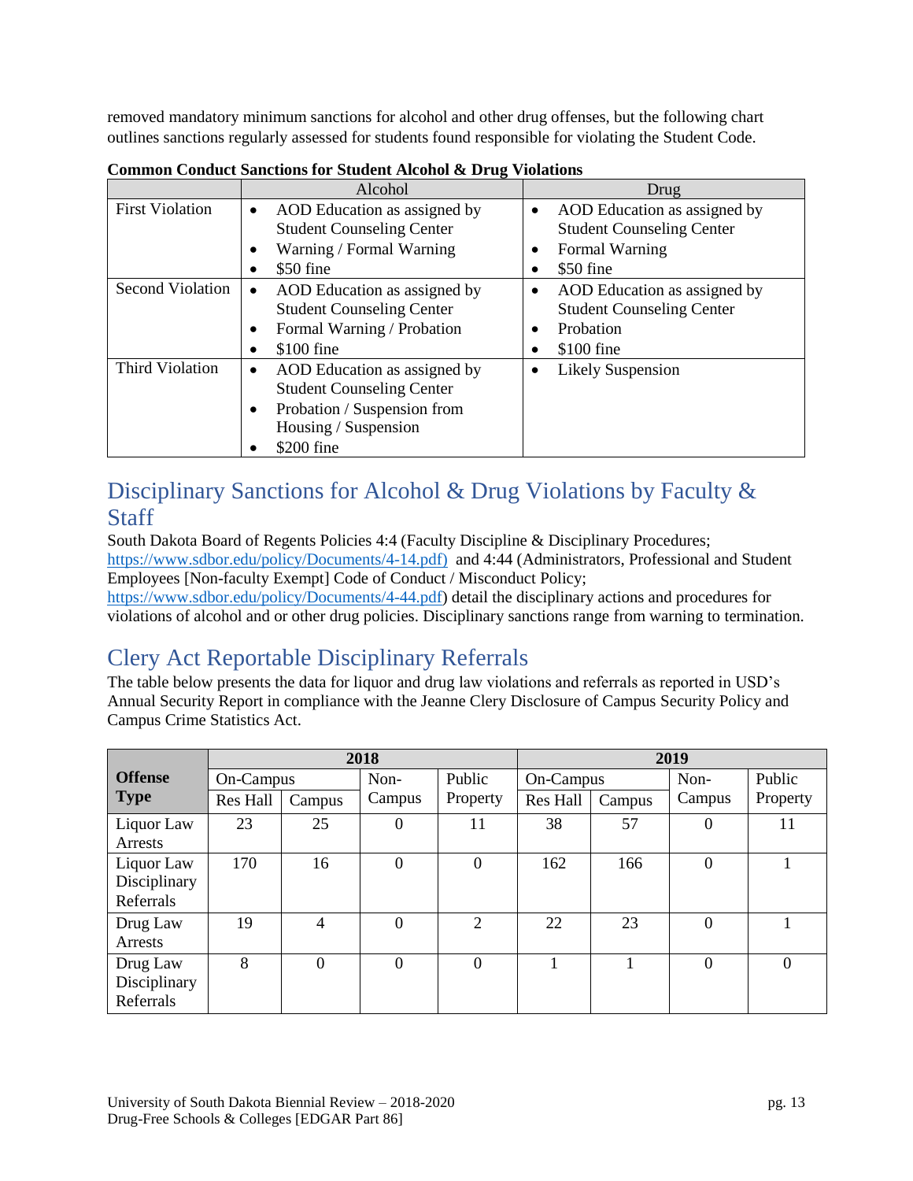removed mandatory minimum sanctions for alcohol and other drug offenses, but the following chart outlines sanctions regularly assessed for students found responsible for violating the Student Code.

**Common Conduct Sanctions for Student Alcohol & Drug Violations**

| | Alcohol | Drug |
|---|---|---|
| First Violation | • AOD Education as assigned by Student Counseling Center<br>• Warning / Formal Warning<br>• $50 fine | • AOD Education as assigned by Student Counseling Center<br>• Formal Warning<br>• $50 fine |
| Second Violation | • AOD Education as assigned by Student Counseling Center<br>• Formal Warning / Probation<br>• $100 fine | • AOD Education as assigned by Student Counseling Center<br>• Probation<br>• $100 fine |
| Third Violation | • AOD Education as assigned by Student Counseling Center<br>• Probation / Suspension from Housing / Suspension<br>• $200 fine | • Likely Suspension |

## Disciplinary Sanctions for Alcohol & Drug Violations by Faculty & Staff

South Dakota Board of Regents Policies 4:4 (Faculty Discipline & Disciplinary Procedures; https://www.sdbor.edu/policy/Documents/4-14.pdf) and 4:44 (Administrators, Professional and Student Employees [Non-faculty Exempt] Code of Conduct / Misconduct Policy; https://www.sdbor.edu/policy/Documents/4-44.pdf) detail the disciplinary actions and procedures for violations of alcohol and or other drug policies. Disciplinary sanctions range from warning to termination.

## Clery Act Reportable Disciplinary Referrals

The table below presents the data for liquor and drug law violations and referrals as reported in USD's Annual Security Report in compliance with the Jeanne Clery Disclosure of Campus Security Policy and Campus Crime Statistics Act.

| **Offense Type** | **2018** | | | | **2019** | | | |
|---|---|---|---|---|---|---|---|---|
| | On-Campus | | Non-Campus | Public Property | On-Campus | | Non-Campus | Public Property |
| | Res Hall | Campus | | | Res Hall | Campus | | |
| Liquor Law Arrests | 23 | 25 | 0 | 11 | 38 | 57 | 0 | 11 |
| Liquor Law Disciplinary Referrals | 170 | 16 | 0 | 0 | 162 | 166 | 0 | 1 |
| Drug Law Arrests | 19 | 4 | 0 | 2 | 22 | 23 | 0 | 1 |
| Drug Law Disciplinary Referrals | 8 | 0 | 0 | 0 | 1 | 1 | 0 | 0 |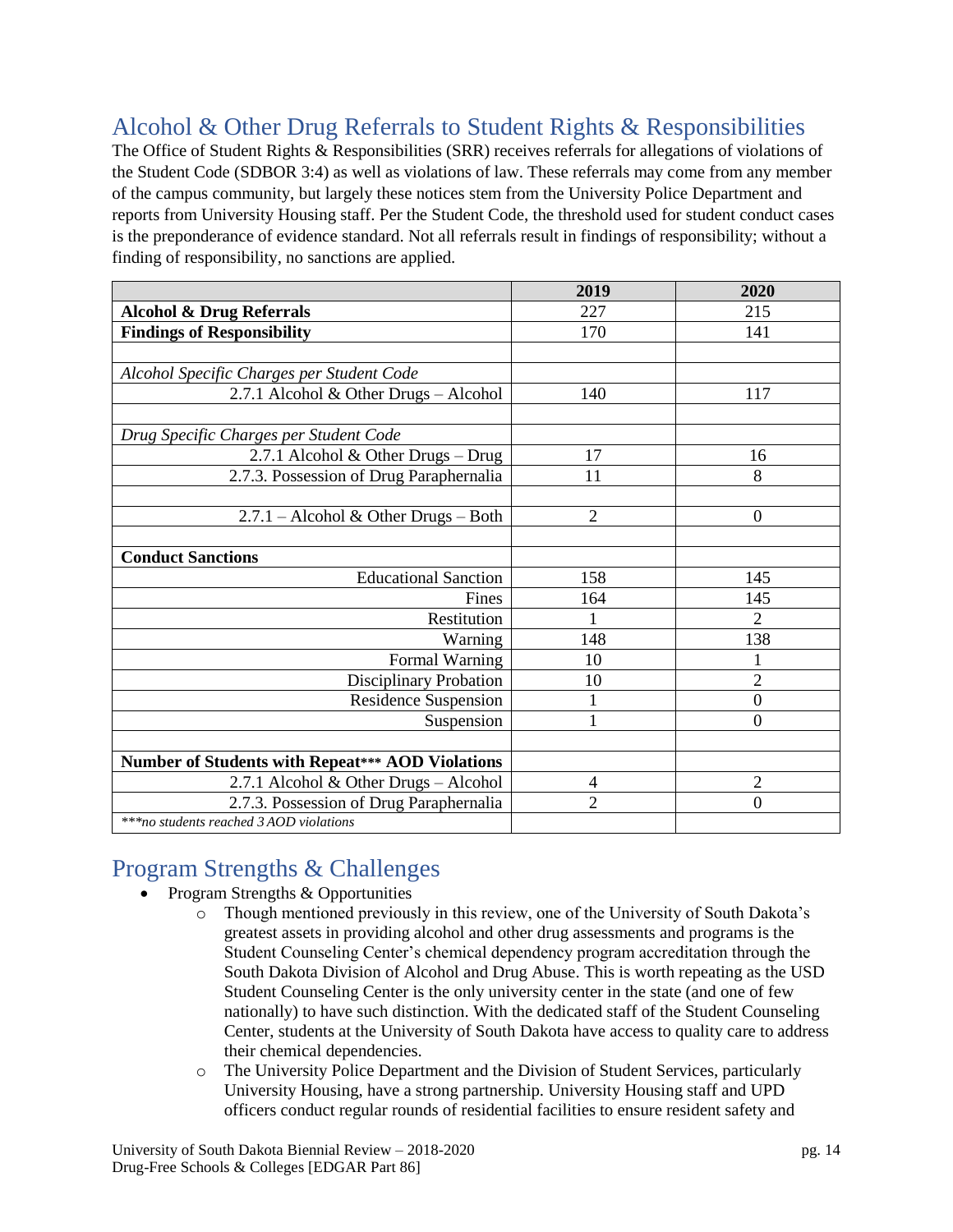## Alcohol & Other Drug Referrals to Student Rights & Responsibilities

The Office of Student Rights & Responsibilities (SRR) receives referrals for allegations of violations of the Student Code (SDBOR 3:4) as well as violations of law. These referrals may come from any member of the campus community, but largely these notices stem from the University Police Department and reports from University Housing staff. Per the Student Code, the threshold used for student conduct cases is the preponderance of evidence standard. Not all referrals result in findings of responsibility; without a finding of responsibility, no sanctions are applied.

| | 2019 | 2020 |
|---|---|---|
| **Alcohol & Drug Referrals** | 227 | 215 |
| **Findings of Responsibility** | 170 | 141 |
| | | |
| *Alcohol Specific Charges per Student Code* | | |
| 2.7.1 Alcohol & Other Drugs – Alcohol | 140 | 117 |
| | | |
| *Drug Specific Charges per Student Code* | | |
| 2.7.1 Alcohol & Other Drugs – Drug | 17 | 16 |
| 2.7.3. Possession of Drug Paraphernalia | 11 | 8 |
| | | |
| 2.7.1 – Alcohol & Other Drugs – Both | 2 | 0 |
| | | |
| **Conduct Sanctions** | | |
| Educational Sanction | 158 | 145 |
| Fines | 164 | 145 |
| Restitution | 1 | 2 |
| Warning | 148 | 138 |
| Formal Warning | 10 | 1 |
| Disciplinary Probation | 10 | 2 |
| Residence Suspension | 1 | 0 |
| Suspension | 1 | 0 |
| | | |
| **Number of Students with Repeat*** AOD Violations** | | |
| 2.7.1 Alcohol & Other Drugs – Alcohol | 4 | 2 |
| 2.7.3. Possession of Drug Paraphernalia | 2 | 0 |
| *\*\*\*no students reached 3 AOD violations* | | |

## Program Strengths & Challenges

- Program Strengths & Opportunities
  - Though mentioned previously in this review, one of the University of South Dakota's greatest assets in providing alcohol and other drug assessments and programs is the Student Counseling Center's chemical dependency program accreditation through the South Dakota Division of Alcohol and Drug Abuse. This is worth repeating as the USD Student Counseling Center is the only university center in the state (and one of few nationally) to have such distinction. With the dedicated staff of the Student Counseling Center, students at the University of South Dakota have access to quality care to address their chemical dependencies.
  - The University Police Department and the Division of Student Services, particularly University Housing, have a strong partnership. University Housing staff and UPD officers conduct regular rounds of residential facilities to ensure resident safety and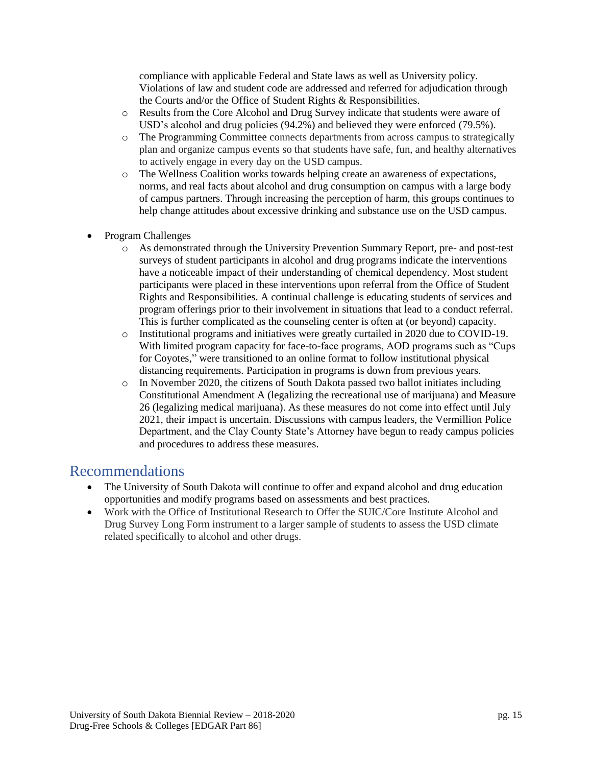compliance with applicable Federal and State laws as well as University policy. Violations of law and student code are addressed and referred for adjudication through the Courts and/or the Office of Student Rights & Responsibilities.

  - Results from the Core Alcohol and Drug Survey indicate that students were aware of USD's alcohol and drug policies (94.2%) and believed they were enforced (79.5%).
  - The Programming Committee connects departments from across campus to strategically plan and organize campus events so that students have safe, fun, and healthy alternatives to actively engage in every day on the USD campus.
  - The Wellness Coalition works towards helping create an awareness of expectations, norms, and real facts about alcohol and drug consumption on campus with a large body of campus partners. Through increasing the perception of harm, this groups continues to help change attitudes about excessive drinking and substance use on the USD campus.

- Program Challenges
  - As demonstrated through the University Prevention Summary Report, pre- and post-test surveys of student participants in alcohol and drug programs indicate the interventions have a noticeable impact of their understanding of chemical dependency. Most student participants were placed in these interventions upon referral from the Office of Student Rights and Responsibilities. A continual challenge is educating students of services and program offerings prior to their involvement in situations that lead to a conduct referral. This is further complicated as the counseling center is often at (or beyond) capacity.
  - Institutional programs and initiatives were greatly curtailed in 2020 due to COVID-19. With limited program capacity for face-to-face programs, AOD programs such as "Cups for Coyotes," were transitioned to an online format to follow institutional physical distancing requirements. Participation in programs is down from previous years.
  - In November 2020, the citizens of South Dakota passed two ballot initiates including Constitutional Amendment A (legalizing the recreational use of marijuana) and Measure 26 (legalizing medical marijuana). As these measures do not come into effect until July 2021, their impact is uncertain. Discussions with campus leaders, the Vermillion Police Department, and the Clay County State's Attorney have begun to ready campus policies and procedures to address these measures.

## Recommendations

- The University of South Dakota will continue to offer and expand alcohol and drug education opportunities and modify programs based on assessments and best practices.
- Work with the Office of Institutional Research to Offer the SUIC/Core Institute Alcohol and Drug Survey Long Form instrument to a larger sample of students to assess the USD climate related specifically to alcohol and other drugs.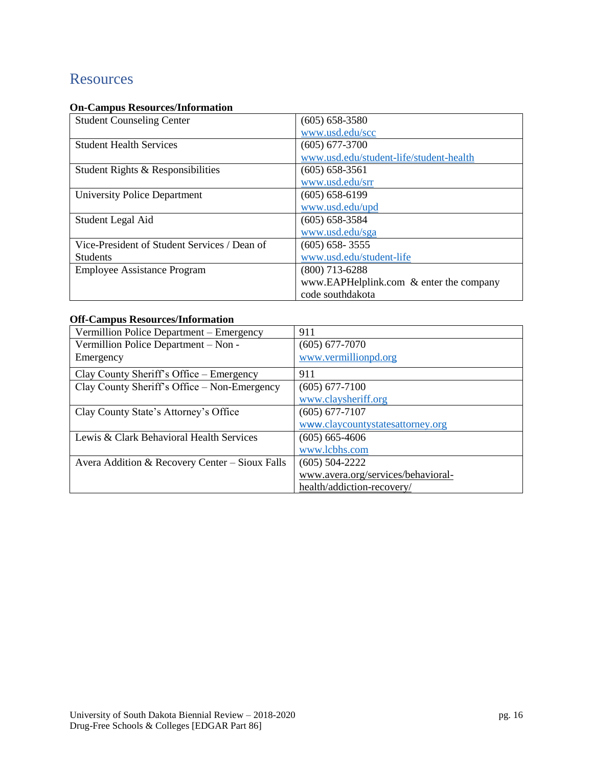# Resources

**On-Campus Resources/Information**

| | |
|---|---|
| Student Counseling Center | (605) 658-3580<br>www.usd.edu/scc |
| Student Health Services | (605) 677-3700<br>www.usd.edu/student-life/student-health |
| Student Rights & Responsibilities | (605) 658-3561<br>www.usd.edu/srr |
| University Police Department | (605) 658-6199<br>www.usd.edu/upd |
| Student Legal Aid | (605) 658-3584<br>www.usd.edu/sga |
| Vice-President of Student Services / Dean of Students | (605) 658- 3555<br>www.usd.edu/student-life |
| Employee Assistance Program | (800) 713-6288<br>www.EAPHelplink.com & enter the company code southdakota |

**Off-Campus Resources/Information**

| | |
|---|---|
| Vermillion Police Department – Emergency | 911 |
| Vermillion Police Department – Non - Emergency | (605) 677-7070<br>www.vermillionpd.org |
| Clay County Sheriff's Office – Emergency | 911 |
| Clay County Sheriff's Office – Non-Emergency | (605) 677-7100<br>www.claysheriff.org |
| Clay County State's Attorney's Office | (605) 677-7107<br>www.claycountystatesattorney.org |
| Lewis & Clark Behavioral Health Services | (605) 665-4606<br>www.lcbhs.com |
| Avera Addition & Recovery Center – Sioux Falls | (605) 504-2222<br>www.avera.org/services/behavioral-health/addiction-recovery/ |